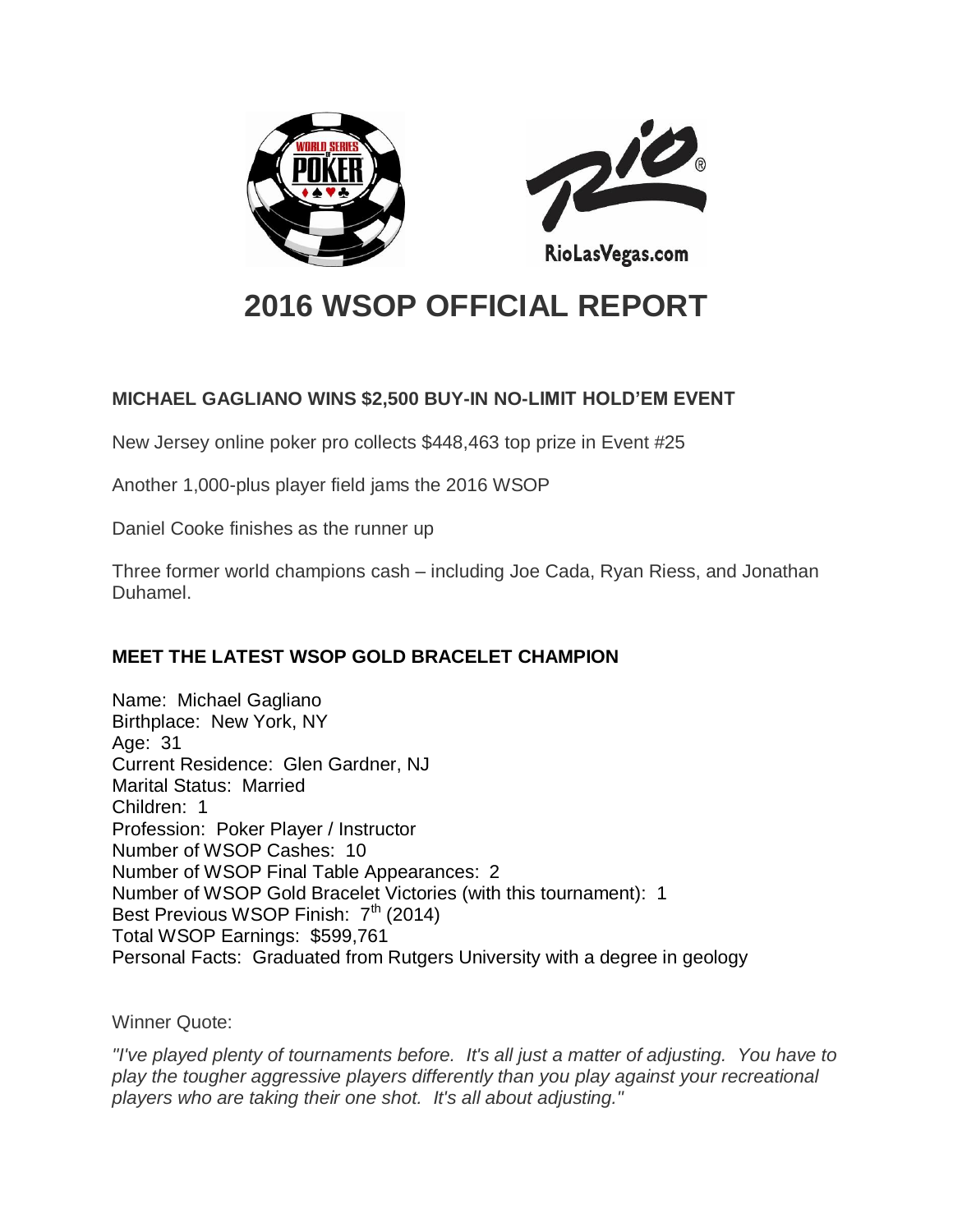# 2016 WSOP OFFICIAL REPORT

## MICHAEL GAGLIANO WINS $2,500 BUY-IN NO-LIMIT HOLD'EM EVENT

New Jersey online poker pro collects $448,463 top prize in Event #25

Another 1,000-plus player field jams the 2016 WSOP

Daniel Cooke finishes as the runner up

Three former world champions cash – including Joe Cada, Ryan Riess, and Jonathan Duhamel.

## MEET THE LATEST WSOP GOLD BRACELET CHAMPION

Name: Michael Gagliano
Birthplace: New York, NY
Age: 31
Current Residence: Glen Gardner, NJ
Marital Status: Married
Children: 1
Profession: Poker Player / Instructor
Number of WSOP Cashes: 10
Number of WSOP Final Table Appearances: 2
Number of WSOP Gold Bracelet Victories (with this tournament): 1
Best Previous WSOP Finish: 7th (2014)
Total WSOP Earnings: $599,761
Personal Facts: Graduated from Rutgers University with a degree in geology

Winner Quote:

*"I've played plenty of tournaments before. It's all just a matter of adjusting. You have to play the tougher aggressive players differently than you play against your recreational players who are taking their one shot. It's all about adjusting."*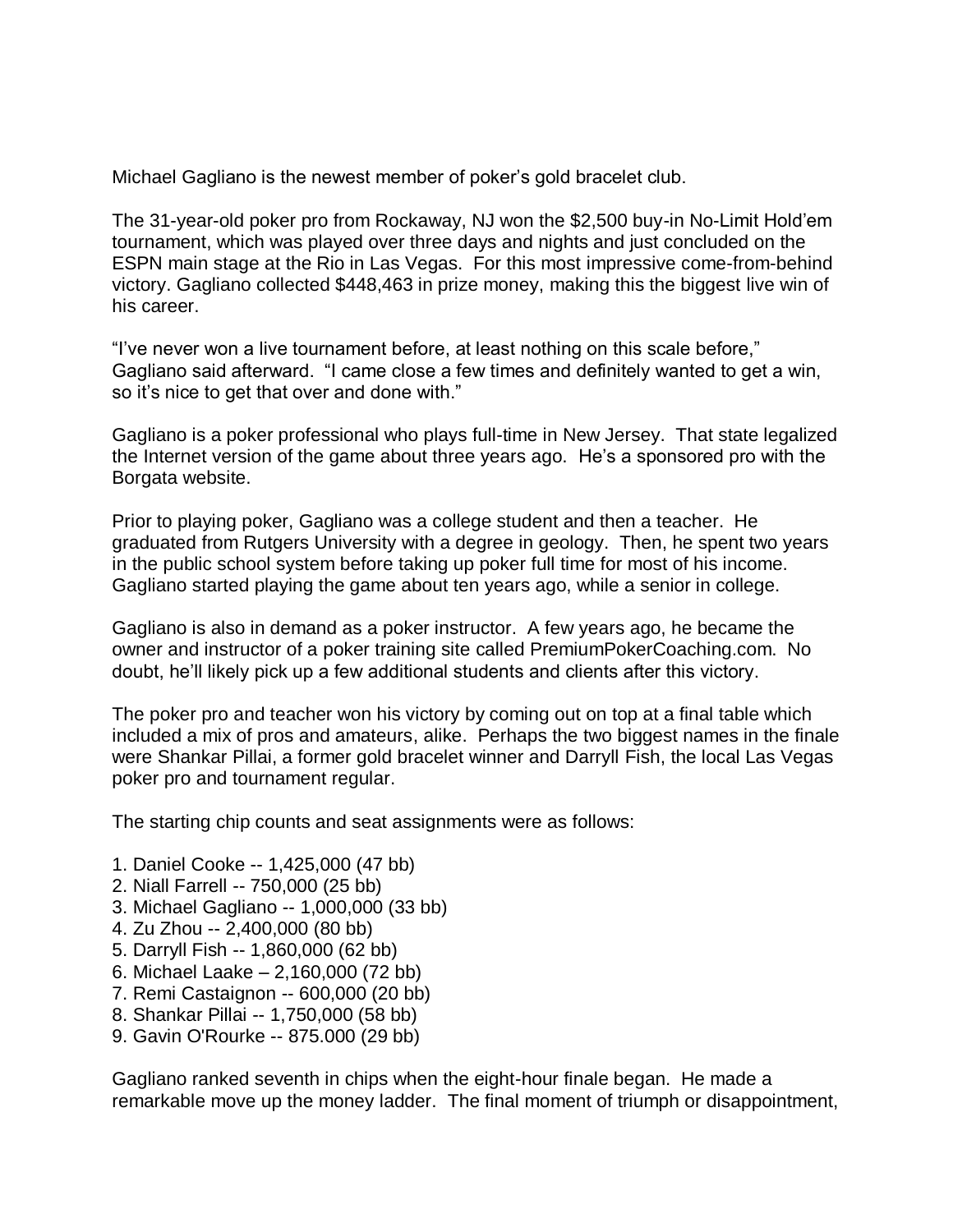Michael Gagliano is the newest member of poker's gold bracelet club.

The 31-year-old poker pro from Rockaway, NJ won the $2,500 buy-in No-Limit Hold'em tournament, which was played over three days and nights and just concluded on the ESPN main stage at the Rio in Las Vegas. For this most impressive come-from-behind victory. Gagliano collected $448,463 in prize money, making this the biggest live win of his career.

"I've never won a live tournament before, at least nothing on this scale before," Gagliano said afterward. "I came close a few times and definitely wanted to get a win, so it's nice to get that over and done with."

Gagliano is a poker professional who plays full-time in New Jersey. That state legalized the Internet version of the game about three years ago. He's a sponsored pro with the Borgata website.

Prior to playing poker, Gagliano was a college student and then a teacher. He graduated from Rutgers University with a degree in geology. Then, he spent two years in the public school system before taking up poker full time for most of his income. Gagliano started playing the game about ten years ago, while a senior in college.

Gagliano is also in demand as a poker instructor. A few years ago, he became the owner and instructor of a poker training site called PremiumPokerCoaching.com. No doubt, he'll likely pick up a few additional students and clients after this victory.

The poker pro and teacher won his victory by coming out on top at a final table which included a mix of pros and amateurs, alike. Perhaps the two biggest names in the finale were Shankar Pillai, a former gold bracelet winner and Darryll Fish, the local Las Vegas poker pro and tournament regular.

The starting chip counts and seat assignments were as follows:

1. Daniel Cooke -- 1,425,000 (47 bb)
2. Niall Farrell -- 750,000 (25 bb)
3. Michael Gagliano -- 1,000,000 (33 bb)
4. Zu Zhou -- 2,400,000 (80 bb)
5. Darryll Fish -- 1,860,000 (62 bb)
6. Michael Laake – 2,160,000 (72 bb)
7. Remi Castaignon -- 600,000 (20 bb)
8. Shankar Pillai -- 1,750,000 (58 bb)
9. Gavin O'Rourke -- 875.000 (29 bb)

Gagliano ranked seventh in chips when the eight-hour finale began. He made a remarkable move up the money ladder. The final moment of triumph or disappointment,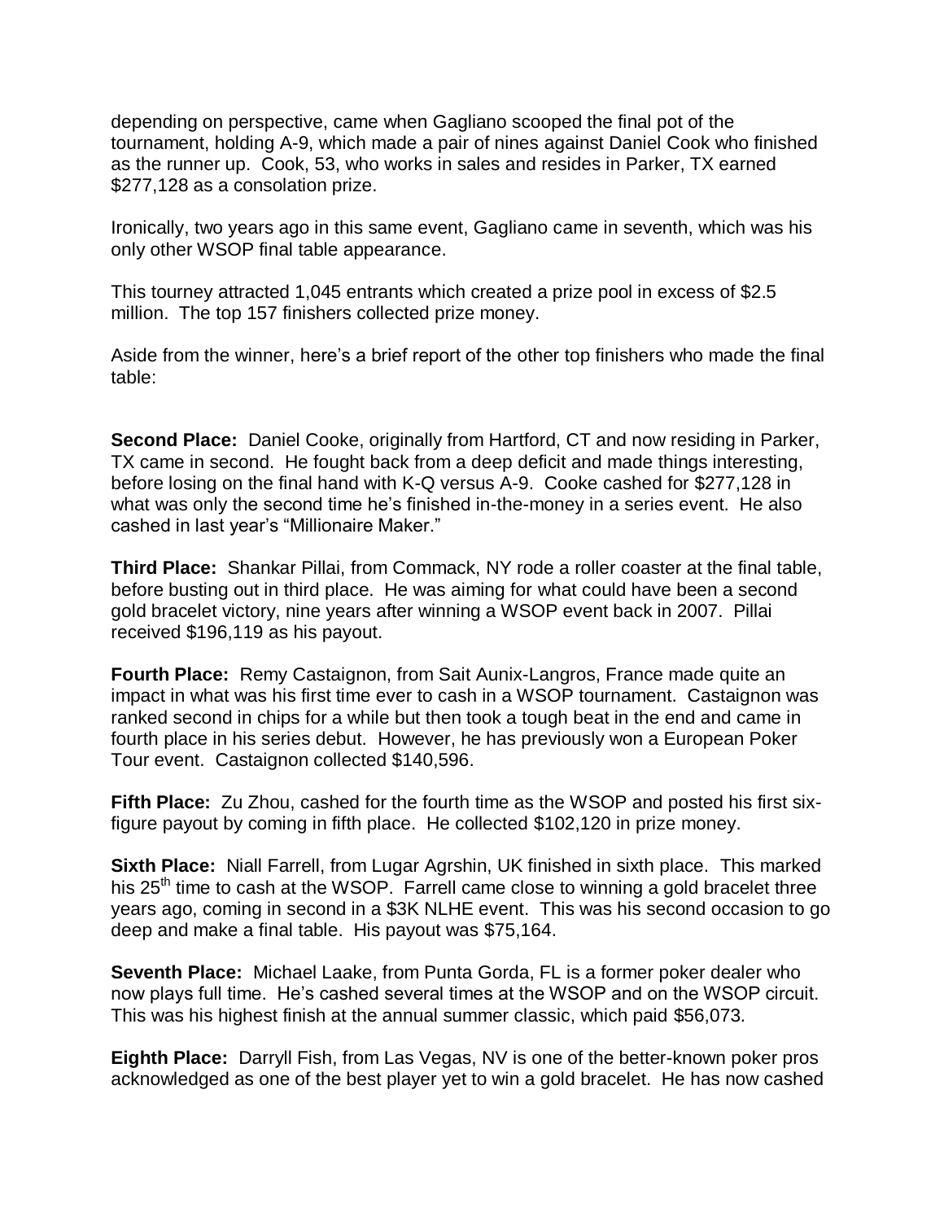depending on perspective, came when Gagliano scooped the final pot of the tournament, holding A-9, which made a pair of nines against Daniel Cook who finished as the runner up. Cook, 53, who works in sales and resides in Parker, TX earned $277,128 as a consolation prize.

Ironically, two years ago in this same event, Gagliano came in seventh, which was his only other WSOP final table appearance.

This tourney attracted 1,045 entrants which created a prize pool in excess of $2.5 million. The top 157 finishers collected prize money.

Aside from the winner, here's a brief report of the other top finishers who made the final table:

**Second Place:** Daniel Cooke, originally from Hartford, CT and now residing in Parker, TX came in second. He fought back from a deep deficit and made things interesting, before losing on the final hand with K-Q versus A-9. Cooke cashed for $277,128 in what was only the second time he's finished in-the-money in a series event. He also cashed in last year's "Millionaire Maker."

**Third Place:** Shankar Pillai, from Commack, NY rode a roller coaster at the final table, before busting out in third place. He was aiming for what could have been a second gold bracelet victory, nine years after winning a WSOP event back in 2007. Pillai received $196,119 as his payout.

**Fourth Place:** Remy Castaignon, from Sait Aunix-Langros, France made quite an impact in what was his first time ever to cash in a WSOP tournament. Castaignon was ranked second in chips for a while but then took a tough beat in the end and came in fourth place in his series debut. However, he has previously won a European Poker Tour event. Castaignon collected $140,596.

**Fifth Place:** Zu Zhou, cashed for the fourth time as the WSOP and posted his first six-figure payout by coming in fifth place. He collected $102,120 in prize money.

**Sixth Place:** Niall Farrell, from Lugar Agrshin, UK finished in sixth place. This marked his 25th time to cash at the WSOP. Farrell came close to winning a gold bracelet three years ago, coming in second in a $3K NLHE event. This was his second occasion to go deep and make a final table. His payout was $75,164.

**Seventh Place:** Michael Laake, from Punta Gorda, FL is a former poker dealer who now plays full time. He's cashed several times at the WSOP and on the WSOP circuit. This was his highest finish at the annual summer classic, which paid $56,073.

**Eighth Place:** Darryll Fish, from Las Vegas, NV is one of the better-known poker pros acknowledged as one of the best player yet to win a gold bracelet. He has now cashed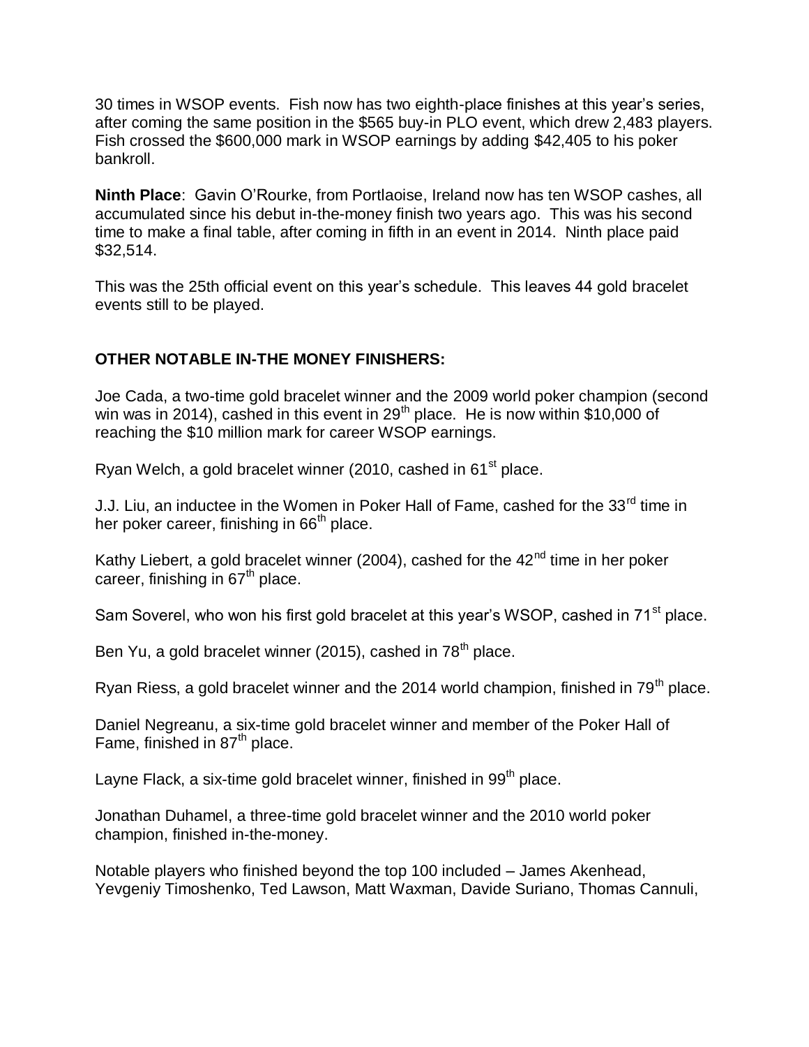30 times in WSOP events. Fish now has two eighth-place finishes at this year's series, after coming the same position in the $565 buy-in PLO event, which drew 2,483 players. Fish crossed the $600,000 mark in WSOP earnings by adding $42,405 to his poker bankroll.

**Ninth Place**: Gavin O'Rourke, from Portlaoise, Ireland now has ten WSOP cashes, all accumulated since his debut in-the-money finish two years ago. This was his second time to make a final table, after coming in fifth in an event in 2014. Ninth place paid $32,514.

This was the 25th official event on this year's schedule. This leaves 44 gold bracelet events still to be played.

**OTHER NOTABLE IN-THE MONEY FINISHERS:**

Joe Cada, a two-time gold bracelet winner and the 2009 world poker champion (second win was in 2014), cashed in this event in 29th place. He is now within $10,000 of reaching the $10 million mark for career WSOP earnings.

Ryan Welch, a gold bracelet winner (2010, cashed in 61st place.

J.J. Liu, an inductee in the Women in Poker Hall of Fame, cashed for the 33rd time in her poker career, finishing in 66th place.

Kathy Liebert, a gold bracelet winner (2004), cashed for the 42nd time in her poker career, finishing in 67th place.

Sam Soverel, who won his first gold bracelet at this year's WSOP, cashed in 71st place.

Ben Yu, a gold bracelet winner (2015), cashed in 78th place.

Ryan Riess, a gold bracelet winner and the 2014 world champion, finished in 79th place.

Daniel Negreanu, a six-time gold bracelet winner and member of the Poker Hall of Fame, finished in 87th place.

Layne Flack, a six-time gold bracelet winner, finished in 99th place.

Jonathan Duhamel, a three-time gold bracelet winner and the 2010 world poker champion, finished in-the-money.

Notable players who finished beyond the top 100 included – James Akenhead, Yevgeniy Timoshenko, Ted Lawson, Matt Waxman, Davide Suriano, Thomas Cannuli,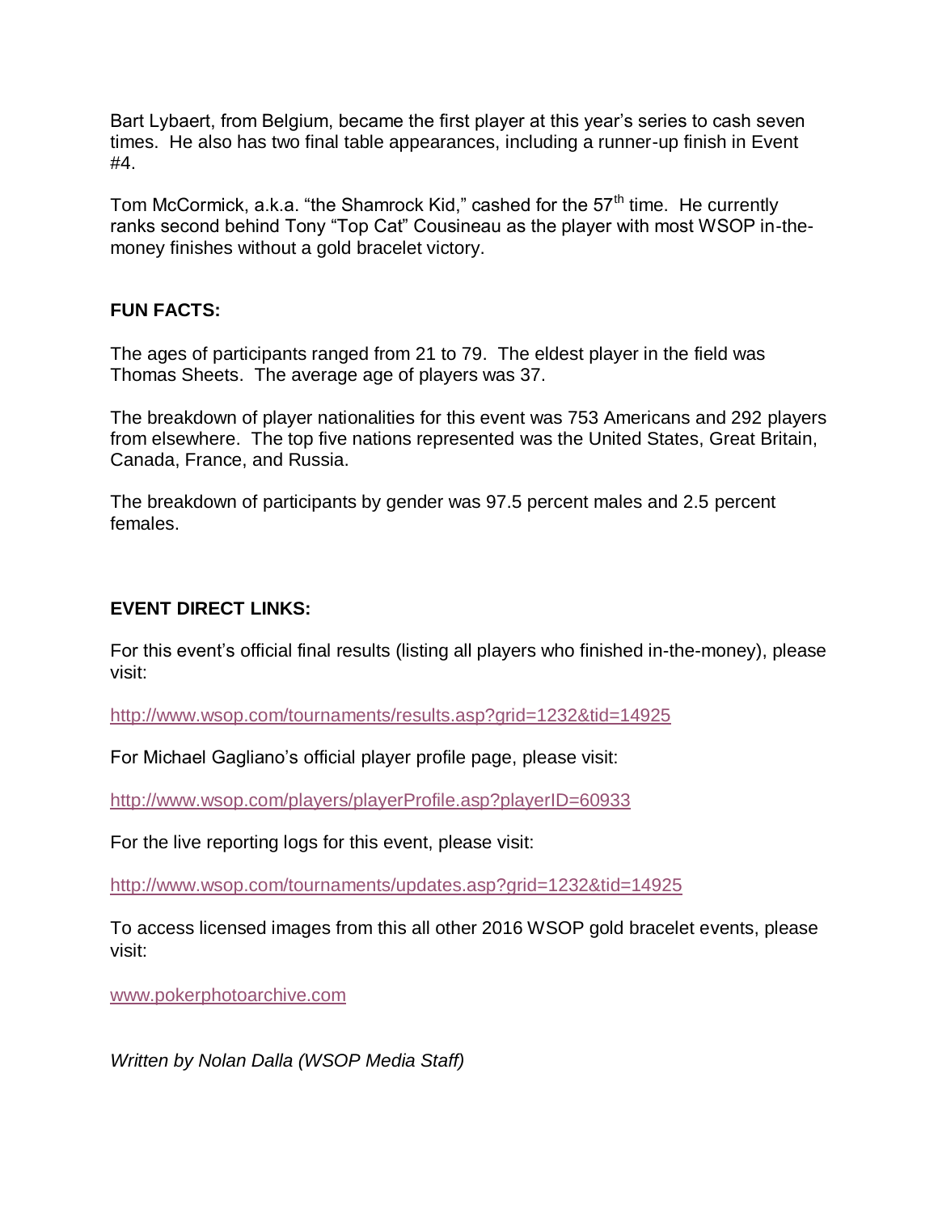Bart Lybaert, from Belgium, became the first player at this year's series to cash seven times. He also has two final table appearances, including a runner-up finish in Event #4.

Tom McCormick, a.k.a. "the Shamrock Kid," cashed for the 57th time. He currently ranks second behind Tony "Top Cat" Cousineau as the player with most WSOP in-the-money finishes without a gold bracelet victory.

**FUN FACTS:**

The ages of participants ranged from 21 to 79. The eldest player in the field was Thomas Sheets. The average age of players was 37.

The breakdown of player nationalities for this event was 753 Americans and 292 players from elsewhere. The top five nations represented was the United States, Great Britain, Canada, France, and Russia.

The breakdown of participants by gender was 97.5 percent males and 2.5 percent females.

**EVENT DIRECT LINKS:**

For this event's official final results (listing all players who finished in-the-money), please visit:

http://www.wsop.com/tournaments/results.asp?grid=1232&tid=14925

For Michael Gagliano's official player profile page, please visit:

http://www.wsop.com/players/playerProfile.asp?playerID=60933

For the live reporting logs for this event, please visit:

http://www.wsop.com/tournaments/updates.asp?grid=1232&tid=14925

To access licensed images from this all other 2016 WSOP gold bracelet events, please visit:

www.pokerphotoarchive.com

*Written by Nolan Dalla (WSOP Media Staff)*